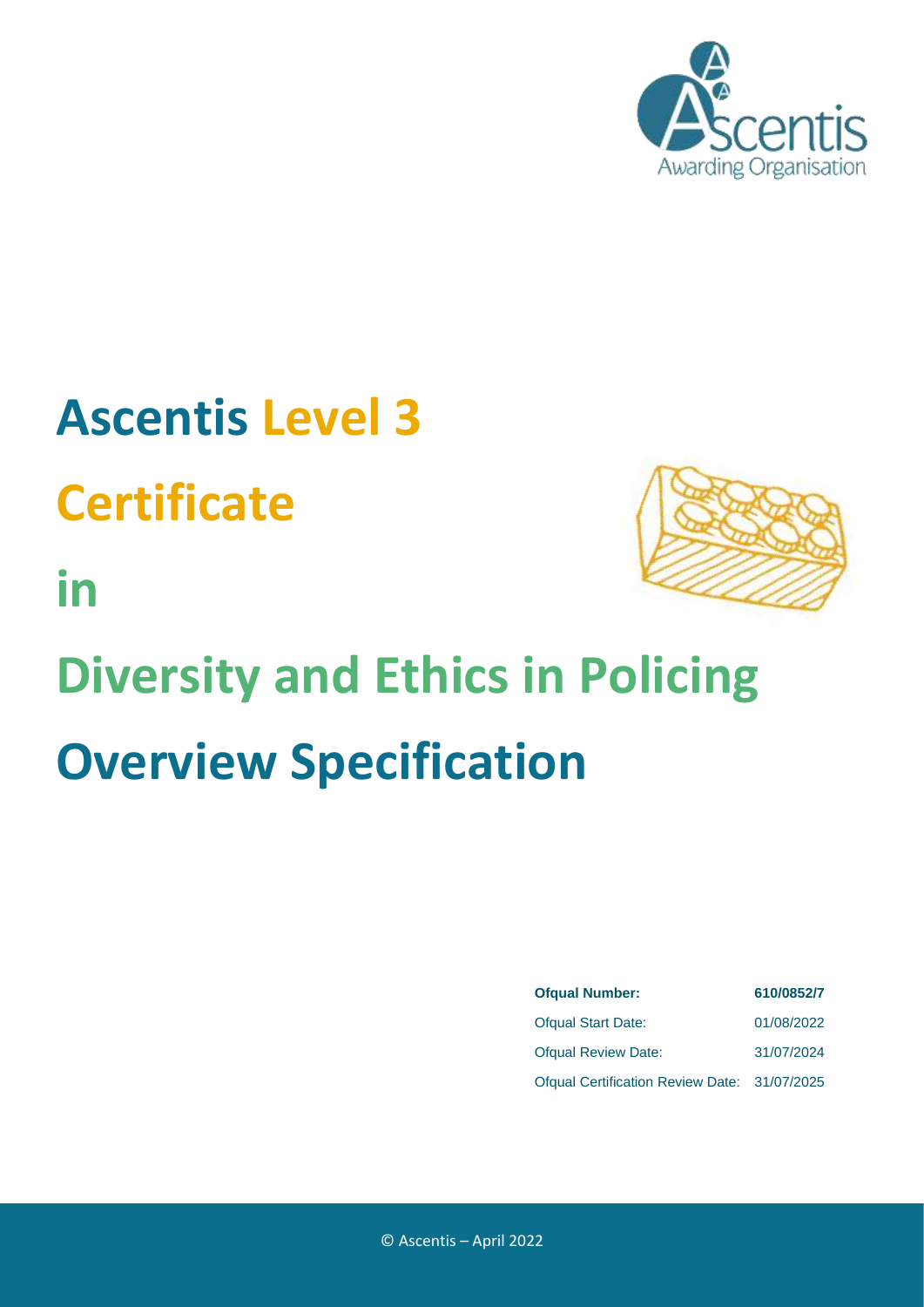# Ascentis Level 3 Certificate in Diversity and Ethics in Policing Overview Specification

| | |
|---|---|
| **Ofqual Number:** | **610/0852/7** |
| Ofqual Start Date: | 01/08/2022 |
| Ofqual Review Date: | 31/07/2024 |
| Ofqual Certification Review Date: | 31/07/2025 |

© Ascentis – April 2022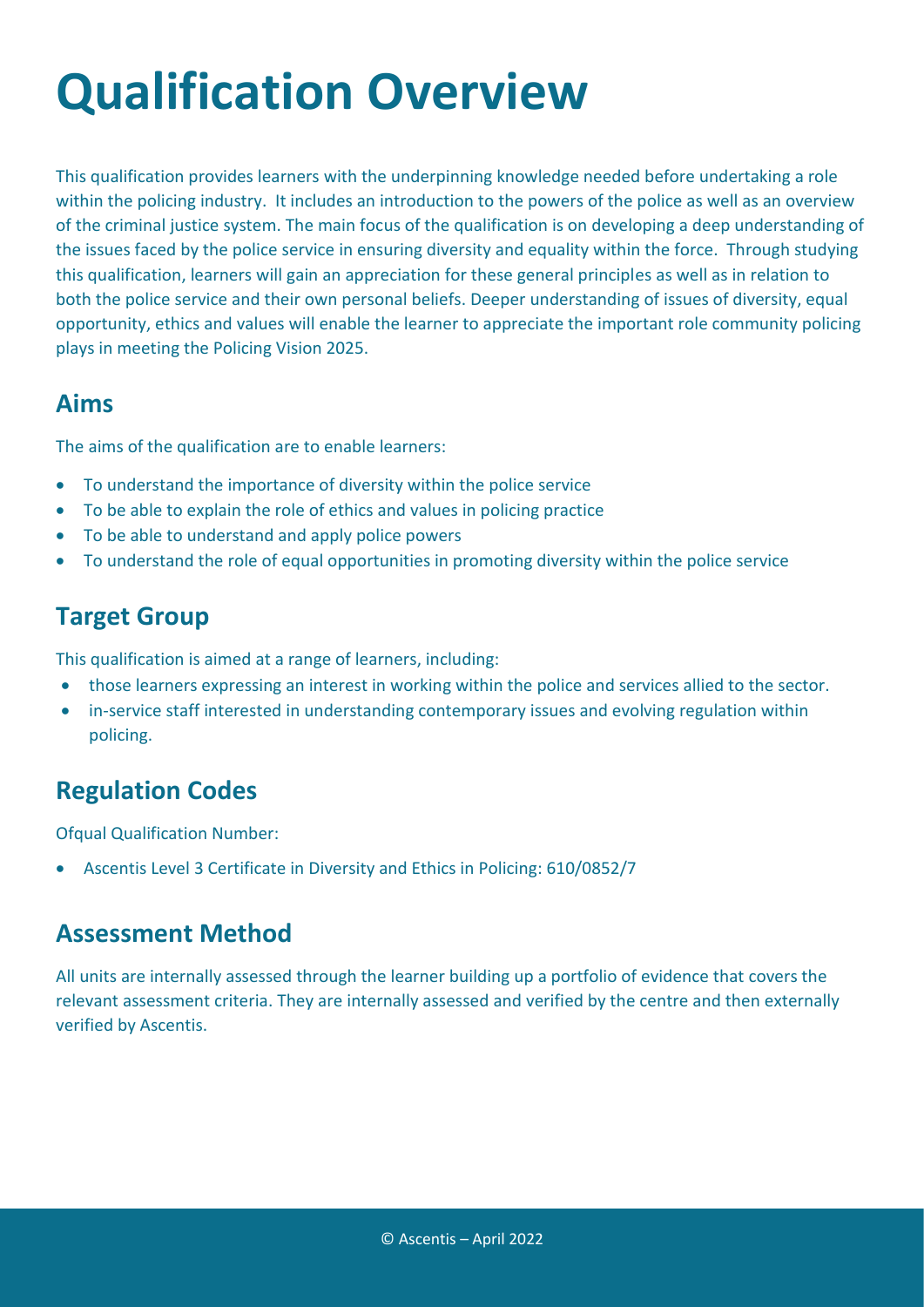# Qualification Overview

This qualification provides learners with the underpinning knowledge needed before undertaking a role within the policing industry. It includes an introduction to the powers of the police as well as an overview of the criminal justice system. The main focus of the qualification is on developing a deep understanding of the issues faced by the police service in ensuring diversity and equality within the force. Through studying this qualification, learners will gain an appreciation for these general principles as well as in relation to both the police service and their own personal beliefs. Deeper understanding of issues of diversity, equal opportunity, ethics and values will enable the learner to appreciate the important role community policing plays in meeting the Policing Vision 2025.

## Aims

The aims of the qualification are to enable learners:

- To understand the importance of diversity within the police service
- To be able to explain the role of ethics and values in policing practice
- To be able to understand and apply police powers
- To understand the role of equal opportunities in promoting diversity within the police service

## Target Group

This qualification is aimed at a range of learners, including:

- those learners expressing an interest in working within the police and services allied to the sector.
- in-service staff interested in understanding contemporary issues and evolving regulation within policing.

## Regulation Codes

Ofqual Qualification Number:

- Ascentis Level 3 Certificate in Diversity and Ethics in Policing: 610/0852/7

## Assessment Method

All units are internally assessed through the learner building up a portfolio of evidence that covers the relevant assessment criteria. They are internally assessed and verified by the centre and then externally verified by Ascentis.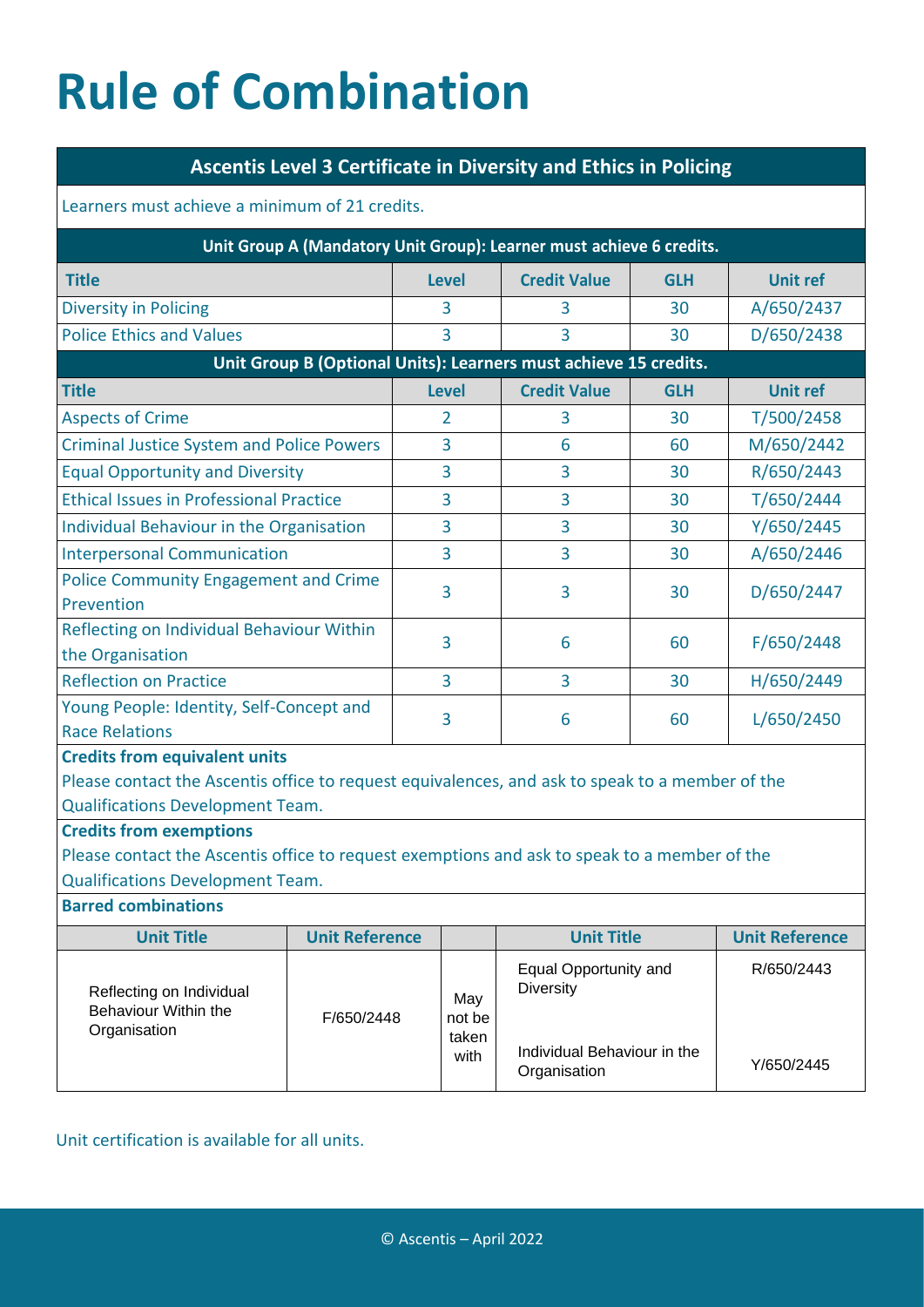# Rule of Combination

| Ascentis Level 3 Certificate in Diversity and Ethics in Policing | | | | |
|---|---|---|---|---|
| Learners must achieve a minimum of 21 credits. | | | | |
| **Unit Group A (Mandatory Unit Group): Learner must achieve 6 credits.** | | | | |
| **Title** | **Level** | **Credit Value** | **GLH** | **Unit ref** |
| Diversity in Policing | 3 | 3 | 30 | A/650/2437 |
| Police Ethics and Values | 3 | 3 | 30 | D/650/2438 |
| **Unit Group B (Optional Units): Learners must achieve 15 credits.** | | | | |
| **Title** | **Level** | **Credit Value** | **GLH** | **Unit ref** |
| Aspects of Crime | 2 | 3 | 30 | T/500/2458 |
| Criminal Justice System and Police Powers | 3 | 6 | 60 | M/650/2442 |
| Equal Opportunity and Diversity | 3 | 3 | 30 | R/650/2443 |
| Ethical Issues in Professional Practice | 3 | 3 | 30 | T/650/2444 |
| Individual Behaviour in the Organisation | 3 | 3 | 30 | Y/650/2445 |
| Interpersonal Communication | 3 | 3 | 30 | A/650/2446 |
| Police Community Engagement and Crime Prevention | 3 | 3 | 30 | D/650/2447 |
| Reflecting on Individual Behaviour Within the Organisation | 3 | 6 | 60 | F/650/2448 |
| Reflection on Practice | 3 | 3 | 30 | H/650/2449 |
| Young People: Identity, Self-Concept and Race Relations | 3 | 6 | 60 | L/650/2450 |

**Credits from equivalent units**

Please contact the Ascentis office to request equivalences, and ask to speak to a member of the Qualifications Development Team.

**Credits from exemptions**

Please contact the Ascentis office to request exemptions and ask to speak to a member of the Qualifications Development Team.

**Barred combinations**

| Unit Title | Unit Reference | | Unit Title | Unit Reference |
|---|---|---|---|---|
| Reflecting on Individual Behaviour Within the Organisation | F/650/2448 | May not be taken with | Equal Opportunity and Diversity | R/650/2443 |
| | | | Individual Behaviour in the Organisation | Y/650/2445 |

Unit certification is available for all units.

© Ascentis – April 2022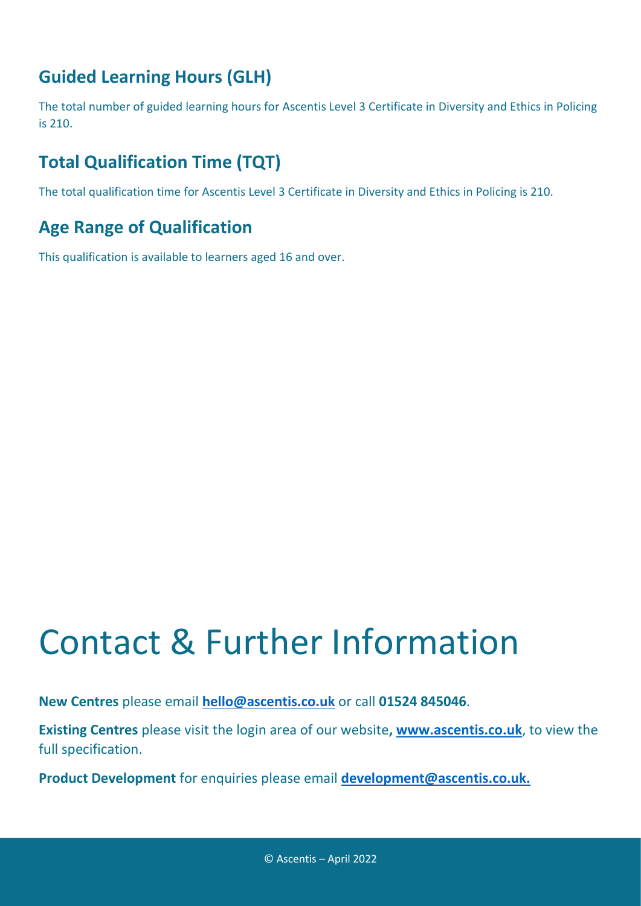## Guided Learning Hours (GLH)

The total number of guided learning hours for Ascentis Level 3 Certificate in Diversity and Ethics in Policing is 210.

## Total Qualification Time (TQT)

The total qualification time for Ascentis Level 3 Certificate in Diversity and Ethics in Policing is 210.

## Age Range of Qualification

This qualification is available to learners aged 16 and over.

# Contact & Further Information

**New Centres** please email **hello@ascentis.co.uk** or call **01524 845046**.

**Existing Centres** please visit the login area of our website**, www.ascentis.co.uk**, to view the full specification.

**Product Development** for enquiries please email **development@ascentis.co.uk.**

© Ascentis – April 2022